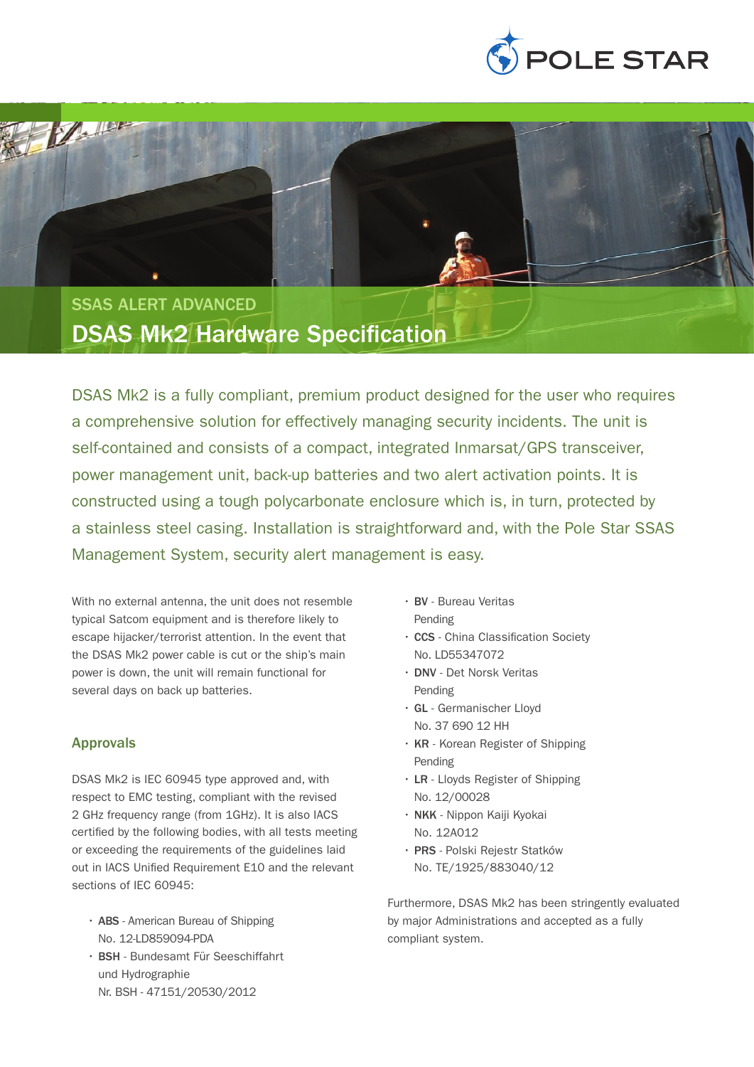POLE STAR

SSAS ALERT ADVANCED

# DSAS Mk2 Hardware Specification

DSAS Mk2 is a fully compliant, premium product designed for the user who requires a comprehensive solution for effectively managing security incidents. The unit is self-contained and consists of a compact, integrated Inmarsat/GPS transceiver, power management unit, back-up batteries and two alert activation points. It is constructed using a tough polycarbonate enclosure which is, in turn, protected by a stainless steel casing. Installation is straightforward and, with the Pole Star SSAS Management System, security alert management is easy.

With no external antenna, the unit does not resemble typical Satcom equipment and is therefore likely to escape hijacker/terrorist attention. In the event that the DSAS Mk2 power cable is cut or the ship's main power is down, the unit will remain functional for several days on back up batteries.

## Approvals

DSAS Mk2 is IEC 60945 type approved and, with respect to EMC testing, compliant with the revised 2 GHz frequency range (from 1GHz). It is also IACS certified by the following bodies, with all tests meeting or exceeding the requirements of the guidelines laid out in IACS Unified Requirement E10 and the relevant sections of IEC 60945:

- **ABS** - American Bureau of Shipping
  No. 12-LD859094-PDA
- **BSH** - Bundesamt Für Seeschiffahrt und Hydrographie
  Nr. BSH - 47151/20530/2012
- **BV** - Bureau Veritas
  Pending
- **CCS** - China Classification Society
  No. LD55347072
- **DNV** - Det Norsk Veritas
  Pending
- **GL** - Germanischer Lloyd
  No. 37 690 12 HH
- **KR** - Korean Register of Shipping
  Pending
- **LR** - Lloyds Register of Shipping
  No. 12/00028
- **NKK** - Nippon Kaiji Kyokai
  No. 12A012
- **PRS** - Polski Rejestr Statków
  No. TE/1925/883040/12

Furthermore, DSAS Mk2 has been stringently evaluated by major Administrations and accepted as a fully compliant system.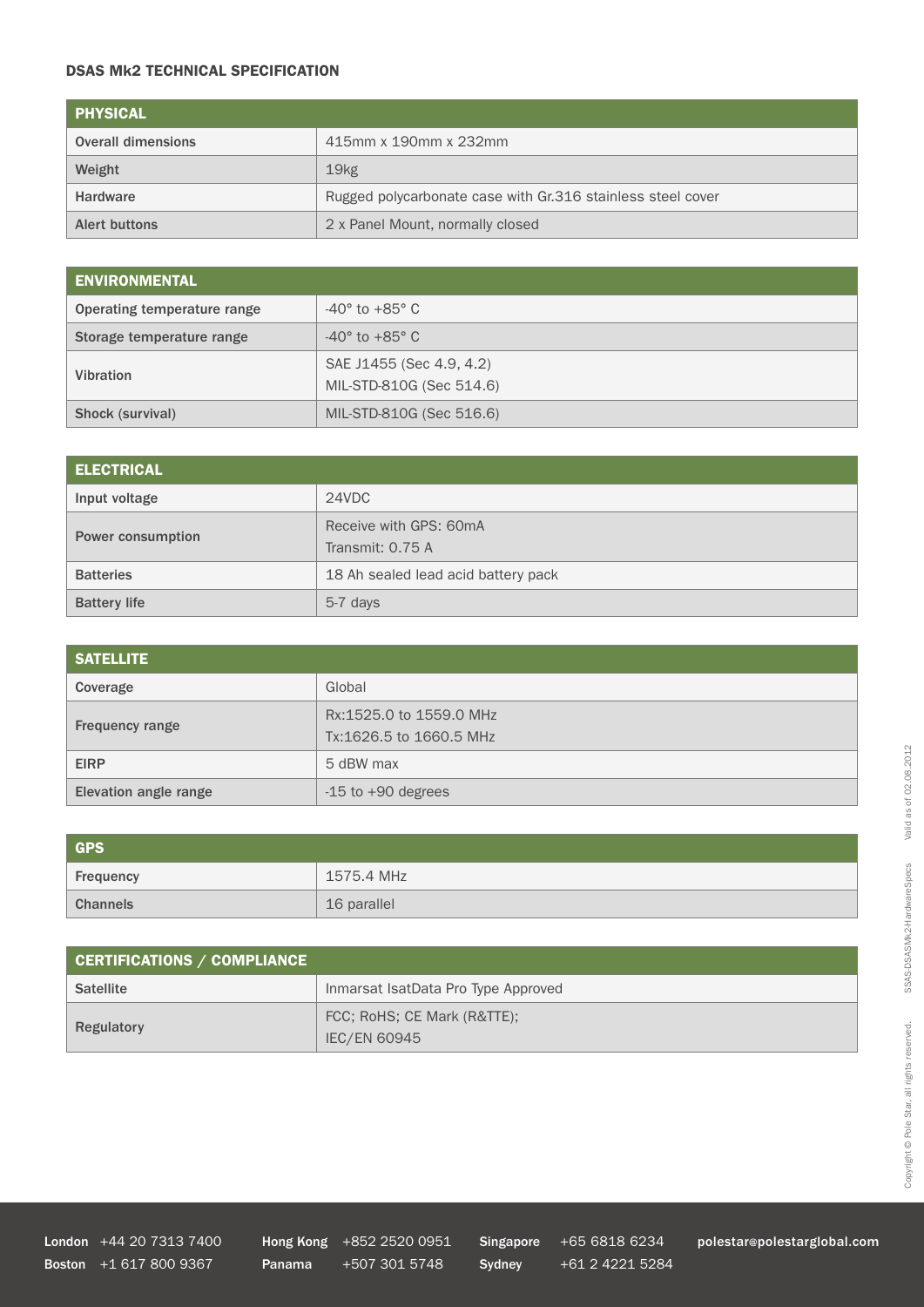## DSAS Mk2 TECHNICAL SPECIFICATION

| PHYSICAL | |
|---|---|
| Overall dimensions | 415mm x 190mm x 232mm |
| Weight | 19kg |
| Hardware | Rugged polycarbonate case with Gr.316 stainless steel cover |
| Alert buttons | 2 x Panel Mount, normally closed |

| ENVIRONMENTAL | |
|---|---|
| Operating temperature range | -40° to +85° C |
| Storage temperature range | -40° to +85° C |
| Vibration | SAE J1455 (Sec 4.9, 4.2)<br>MIL-STD-810G (Sec 514.6) |
| Shock (survival) | MIL-STD-810G (Sec 516.6) |

| ELECTRICAL | |
|---|---|
| Input voltage | 24VDC |
| Power consumption | Receive with GPS: 60mA<br>Transmit: 0.75 A |
| Batteries | 18 Ah sealed lead acid battery pack |
| Battery life | 5-7 days |

| SATELLITE | |
|---|---|
| Coverage | Global |
| Frequency range | Rx:1525.0 to 1559.0 MHz<br>Tx:1626.5 to 1660.5 MHz |
| EIRP | 5 dBW max |
| Elevation angle range | -15 to +90 degrees |

| GPS | |
|---|---|
| Frequency | 1575.4 MHz |
| Channels | 16 parallel |

| CERTIFICATIONS / COMPLIANCE | |
|---|---|
| Satellite | Inmarsat IsatData Pro Type Approved |
| Regulatory | FCC; RoHS; CE Mark (R&TTE);<br>IEC/EN 60945 |

Copyright © Pole Star, all rights reserved. SSAS-DSASMk2-HardwareSpecs Valid as of 02.08.2012

**London** +44 20 7313 7400 **Boston** +1 617 800 9367 **Hong Kong** +852 2520 0951 **Panama** +507 301 5748 **Singapore** +65 6818 6234 **Sydney** +61 2 4221 5284 **polestar@polestarglobal.com**